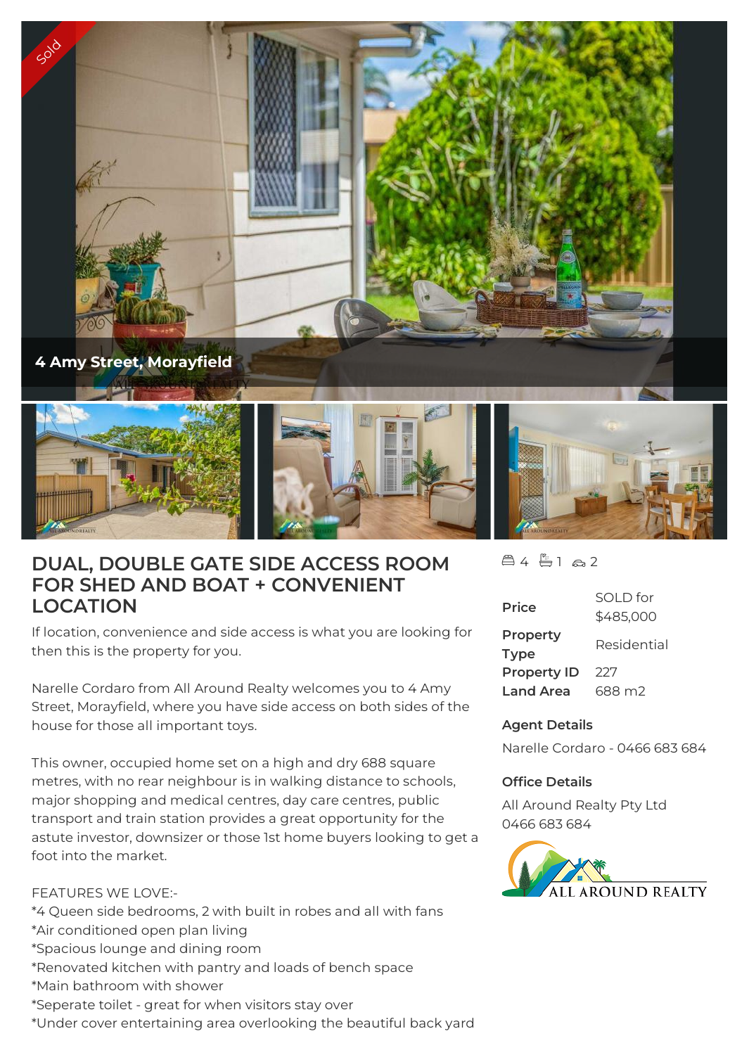Sold

4 Amy Street, Morayfield

# DUAL, DOUBLE GATE SIDE ACCESS ROOM FOR SHED AND BOAT + CONVENIENT LOCATION

If location, convenience and side access is what you are looking for then this is the property for you.

Narelle Cordaro from All Around Realty welcomes you to 4 Amy Street, Morayfield, where you have side access on both sides of the house for those all important toys.

This owner, occupied home set on a high and dry 688 square metres, with no rear neighbour is in walking distance to schools, major shopping and medical centres, day care centres, public transport and train station provides a great opportunity for the astute investor, downsizer or those 1st home buyers looking to get a foot into the market.

FEATURES WE LOVE:-
*4 Queen side bedrooms, 2 with built in robes and all with fans
*Air conditioned open plan living
*Spacious lounge and dining room
*Renovated kitchen with pantry and loads of bench space
*Main bathroom with shower
*Seperate toilet - great for when visitors stay over
*Under cover entertaining area overlooking the beautiful back yard

4 1 2

| | |
|---|---|
| Price | SOLD for $485,000 |
| Property Type | Residential |
| Property ID | 227 |
| Land Area | 688 m2 |

**Agent Details**

Narelle Cordaro - 0466 683 684

**Office Details**

All Around Realty Pty Ltd
0466 683 684

ALL AROUND REALTY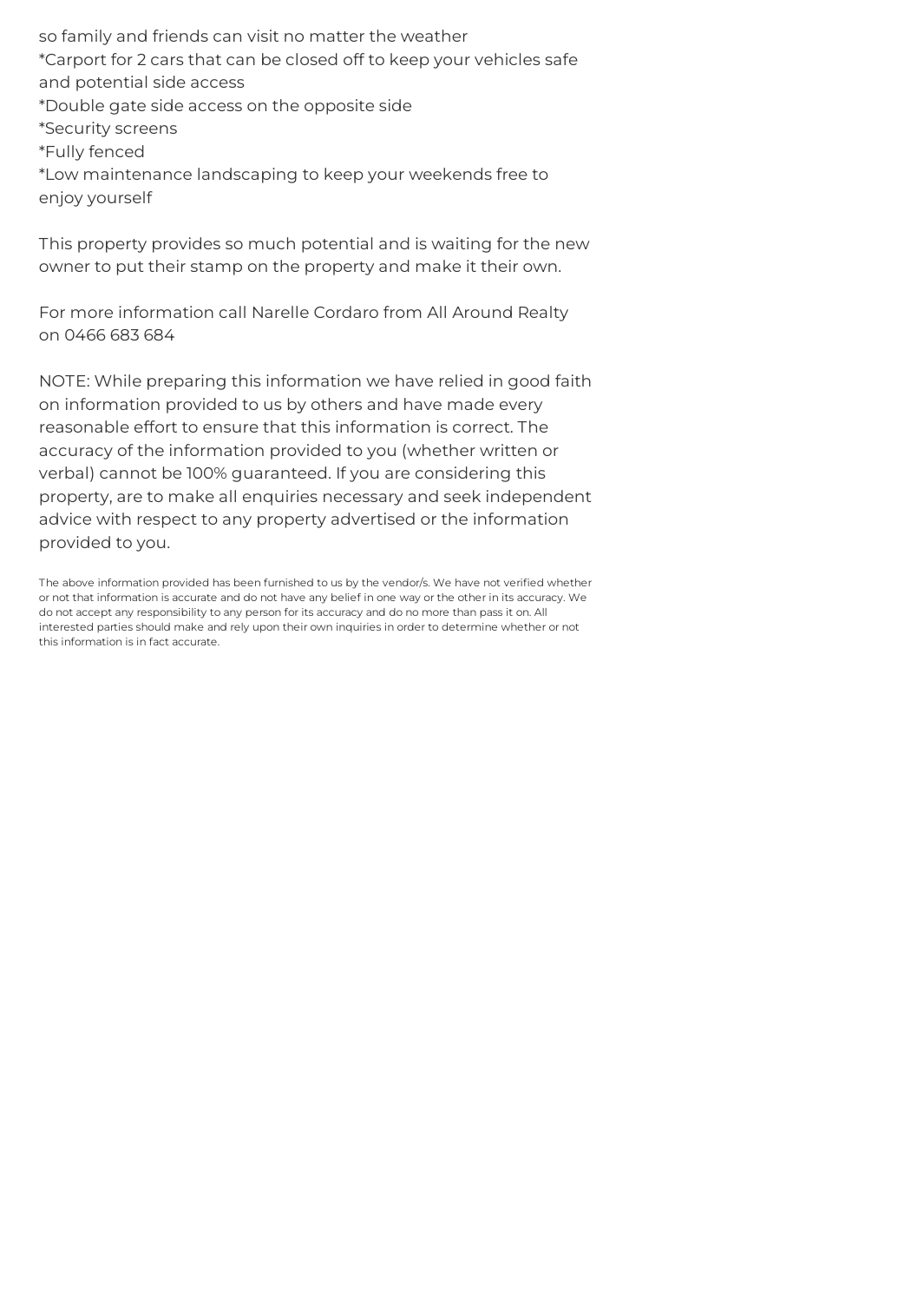so family and friends can visit no matter the weather
*Carport for 2 cars that can be closed off to keep your vehicles safe and potential side access
*Double gate side access on the opposite side
*Security screens
*Fully fenced
*Low maintenance landscaping to keep your weekends free to enjoy yourself

This property provides so much potential and is waiting for the new owner to put their stamp on the property and make it their own.

For more information call Narelle Cordaro from All Around Realty on 0466 683 684

NOTE: While preparing this information we have relied in good faith on information provided to us by others and have made every reasonable effort to ensure that this information is correct. The accuracy of the information provided to you (whether written or verbal) cannot be 100% guaranteed. If you are considering this property, are to make all enquiries necessary and seek independent advice with respect to any property advertised or the information provided to you.

The above information provided has been furnished to us by the vendor/s. We have not verified whether or not that information is accurate and do not have any belief in one way or the other in its accuracy. We do not accept any responsibility to any person for its accuracy and do no more than pass it on. All interested parties should make and rely upon their own inquiries in order to determine whether or not this information is in fact accurate.